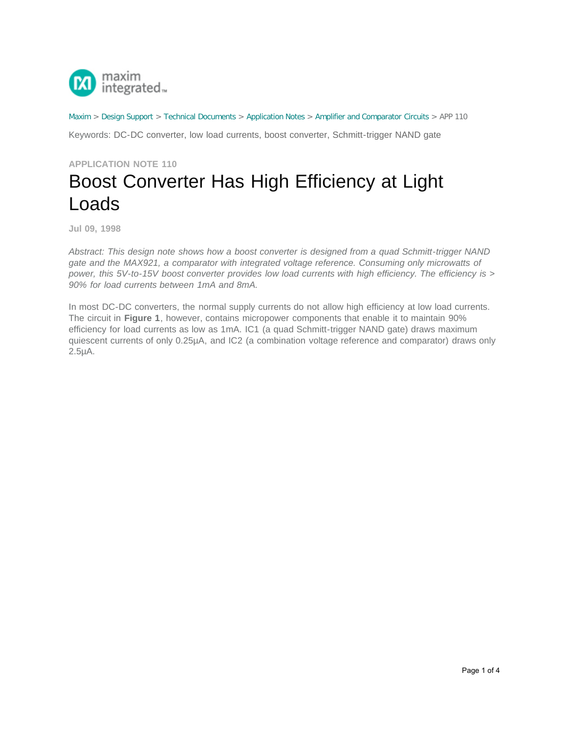Maxim > Design Support > Technical Documents > Application Notes > Amplifier and Comparator Circuits > APP 110

Keywords: DC-DC converter, low load currents, boost converter, Schmitt-trigger NAND gate

APPLICATION NOTE 110

# Boost Converter Has High Efficiency at Light Loads

**Jul 09, 1998**

*Abstract: This design note shows how a boost converter is designed from a quad Schmitt-trigger NAND gate and the MAX921, a comparator with integrated voltage reference. Consuming only microwatts of power, this 5V-to-15V boost converter provides low load currents with high efficiency. The efficiency is > 90% for load currents between 1mA and 8mA.*

In most DC-DC converters, the normal supply currents do not allow high efficiency at low load currents. The circuit in **Figure 1**, however, contains micropower components that enable it to maintain 90% efficiency for load currents as low as 1mA. IC1 (a quad Schmitt-trigger NAND gate) draws maximum quiescent currents of only 0.25µA, and IC2 (a combination voltage reference and comparator) draws only 2.5µA.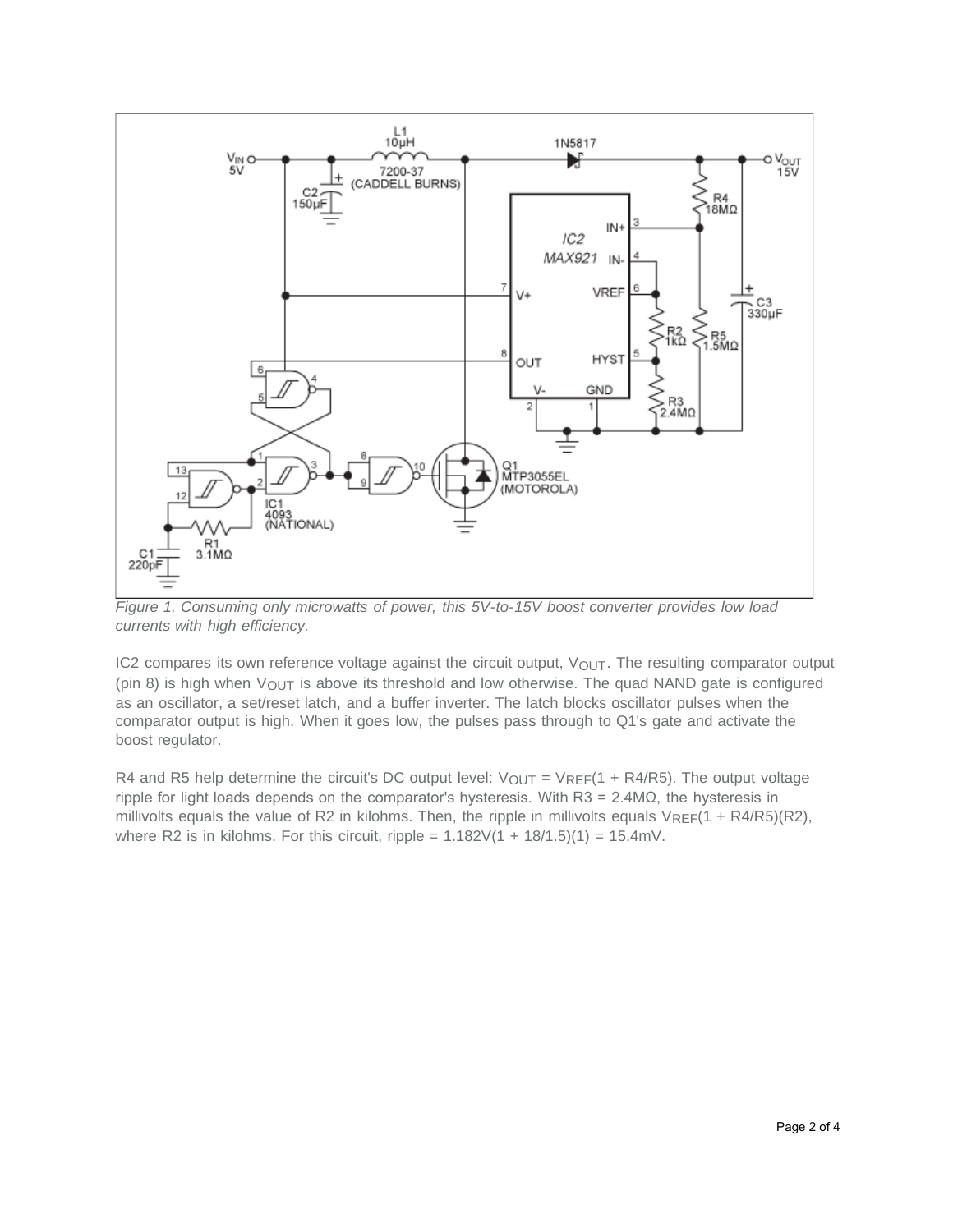*Figure 1. Consuming only microwatts of power, this 5V-to-15V boost converter provides low load currents with high efficiency.*

IC2 compares its own reference voltage against the circuit output, $V_{OUT}$. The resulting comparator output (pin 8) is high when $V_{OUT}$ is above its threshold and low otherwise. The quad NAND gate is configured as an oscillator, a set/reset latch, and a buffer inverter. The latch blocks oscillator pulses when the comparator output is high. When it goes low, the pulses pass through to Q1's gate and activate the boost regulator.

R4 and R5 help determine the circuit's DC output level: $V_{OUT} = V_{REF}(1 + R4/R5)$. The output voltage ripple for light loads depends on the comparator's hysteresis. With R3 = 2.4MΩ, the hysteresis in millivolts equals the value of R2 in kilohms. Then, the ripple in millivolts equals $V_{REF}(1 + R4/R5)(R2)$, where R2 is in kilohms. For this circuit, ripple = 1.182V(1 + 18/1.5)(1) = 15.4mV.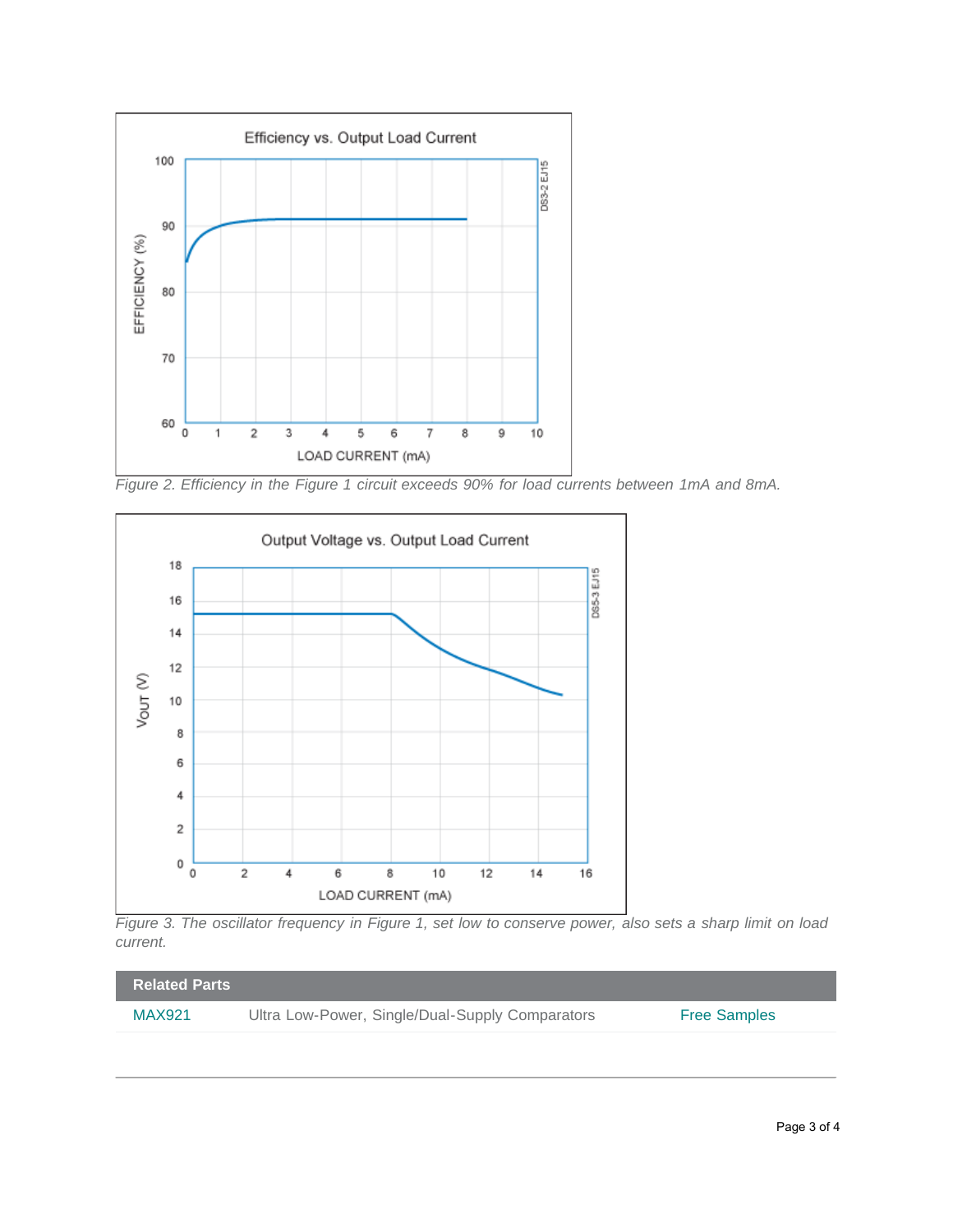Figure 2. Efficiency in the Figure 1 circuit exceeds 90% for load currents between 1mA and 8mA.

Figure 3. The oscillator frequency in Figure 1, set low to conserve power, also sets a sharp limit on load current.

| Related Parts | | |
|---|---|---|
| MAX921 | Ultra Low-Power, Single/Dual-Supply Comparators | Free Samples |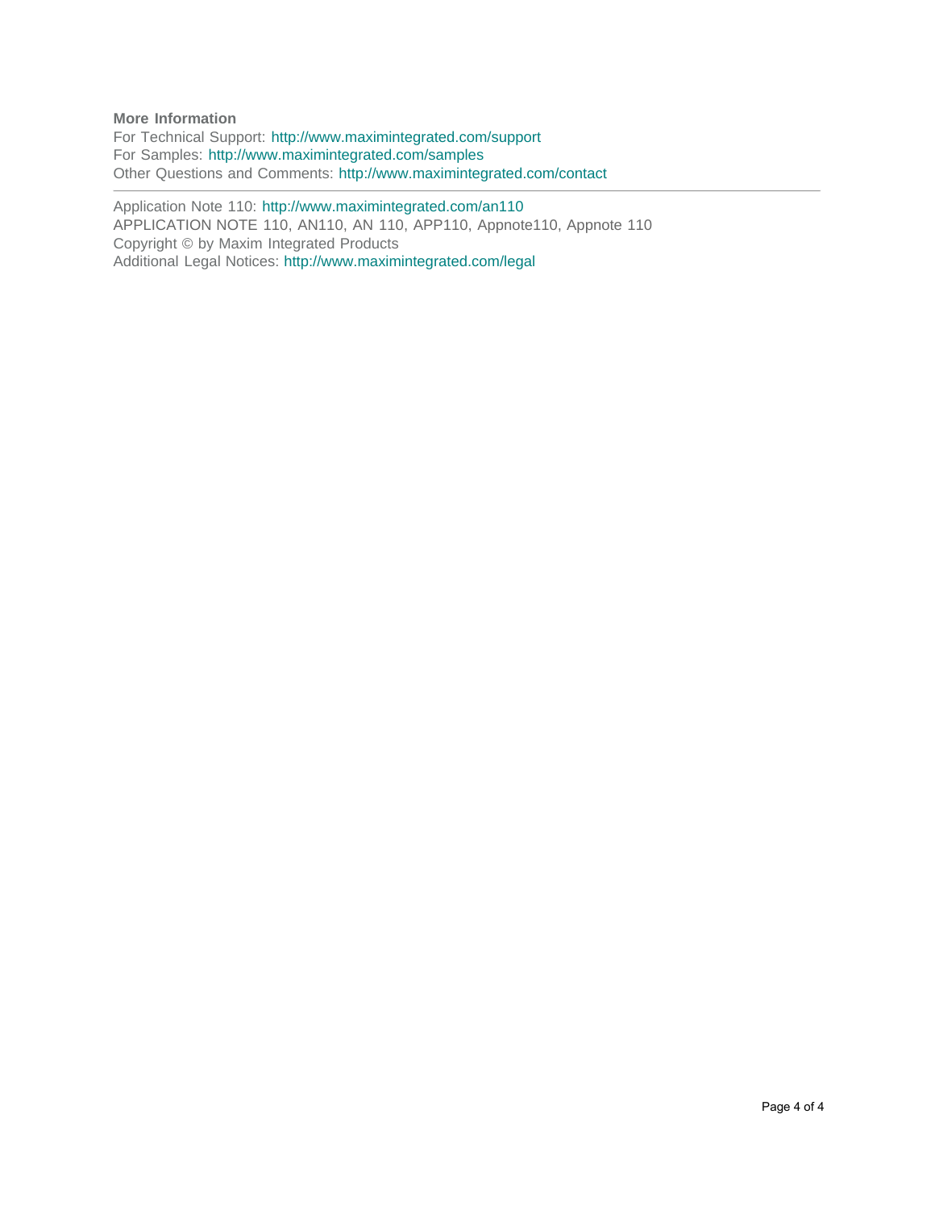**More Information**

For Technical Support: http://www.maximintegrated.com/support
For Samples: http://www.maximintegrated.com/samples
Other Questions and Comments: http://www.maximintegrated.com/contact

---

Application Note 110: http://www.maximintegrated.com/an110
APPLICATION NOTE 110, AN110, AN 110, APP110, Appnote110, Appnote 110
Copyright © by Maxim Integrated Products
Additional Legal Notices: http://www.maximintegrated.com/legal